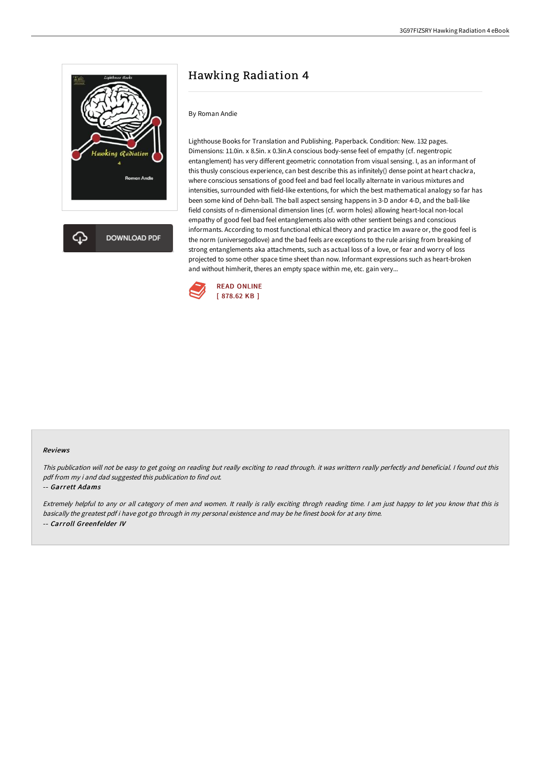# Hawking Radiation 4

By Roman Andie

Lighthouse Books for Translation and Publishing. Paperback. Condition: New. 132 pages. Dimensions: 11.0in. x 8.5in. x 0.3in.A conscious body-sense feel of empathy (cf. negentropic entanglement) has very different geometric connotation from visual sensing. I, as an informant of this thusly conscious experience, can best describe this as infinitely() dense point at heart chakra, where conscious sensations of good feel and bad feel locally alternate in various mixtures and intensities, surrounded with field-like extentions, for which the best mathematical analogy so far has been some kind of Dehn-ball. The ball aspect sensing happens in 3-D andor 4-D, and the ball-like field consists of n-dimensional dimension lines (cf. worm holes) allowing heart-local non-local empathy of good feel bad feel entanglements also with other sentient beings and conscious informants. According to most functional ethical theory and practice Im aware or, the good feel is the norm (universegodlove) and the bad feels are exceptions to the rule arising from breaking of strong entanglements aka attachments, such as actual loss of a love, or fear and worry of loss projected to some other space time sheet than now. Informant expressions such as heart-broken and without himherit, theres an empty space within me, etc. gain very...

READ ONLINE
[ 878.62 KB ]

DOWNLOAD PDF

### Reviews

*This publication will not be easy to get going on reading but really exciting to read through. it was writtern really perfectly and beneficial. I found out this pdf from my i and dad suggested this publication to find out.*

-- *Garrett Adams*

*Extremely helpful to any or all category of men and women. It really is rally exciting throgh reading time. I am just happy to let you know that this is basically the greatest pdf i have got go through in my personal existence and may be he finest book for at any time.*

-- *Carroll Greenfelder IV*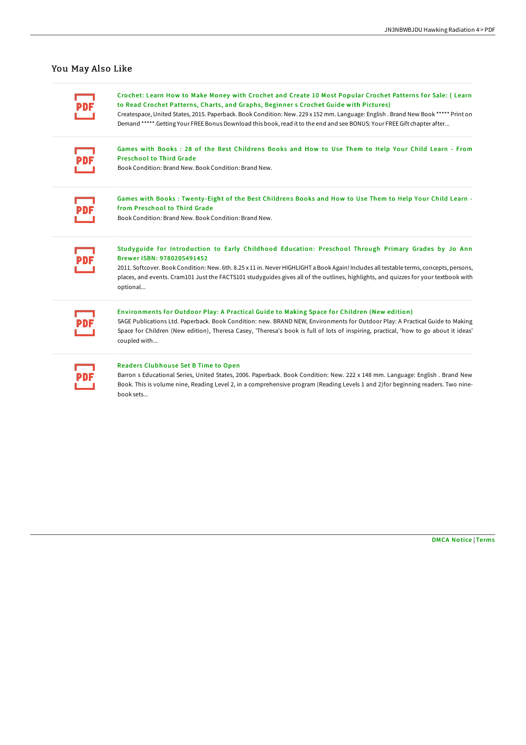## You May Also Like

**Crochet: Learn How to Make Money with Crochet and Create 10 Most Popular Crochet Patterns for Sale: ( Learn to Read Crochet Patterns, Charts, and Graphs, Beginner s Crochet Guide with Pictures)**

Createspace, United States, 2015. Paperback. Book Condition: New. 229 x 152 mm. Language: English . Brand New Book ***** Print on Demand *****.Getting Your FREE Bonus Download this book, read it to the end and see BONUS: Your FREE Gift chapter after...

**Games with Books : 28 of the Best Childrens Books and How to Use Them to Help Your Child Learn - From Preschool to Third Grade**

Book Condition: Brand New. Book Condition: Brand New.

**Games with Books : Twenty-Eight of the Best Childrens Books and How to Use Them to Help Your Child Learn - from Preschool to Third Grade**

Book Condition: Brand New. Book Condition: Brand New.

**Studyguide for Introduction to Early Childhood Education: Preschool Through Primary Grades by Jo Ann Brewer ISBN: 9780205491452**

2011. Softcover. Book Condition: New. 6th. 8.25 x 11 in. Never HIGHLIGHT a Book Again! Includes all testable terms, concepts, persons, places, and events. Cram101 Just the FACTS101 studyguides gives all of the outlines, highlights, and quizzes for your textbook with optional...

**Environments for Outdoor Play: A Practical Guide to Making Space for Children (New edition)**

SAGE Publications Ltd. Paperback. Book Condition: new. BRAND NEW, Environments for Outdoor Play: A Practical Guide to Making Space for Children (New edition), Theresa Casey, 'Theresa's book is full of lots of inspiring, practical, 'how to go about it ideas' coupled with...

**Readers Clubhouse Set B Time to Open**

Barron s Educational Series, United States, 2006. Paperback. Book Condition: New. 222 x 148 mm. Language: English . Brand New Book. This is volume nine, Reading Level 2, in a comprehensive program (Reading Levels 1 and 2)for beginning readers. Two nine-book sets...